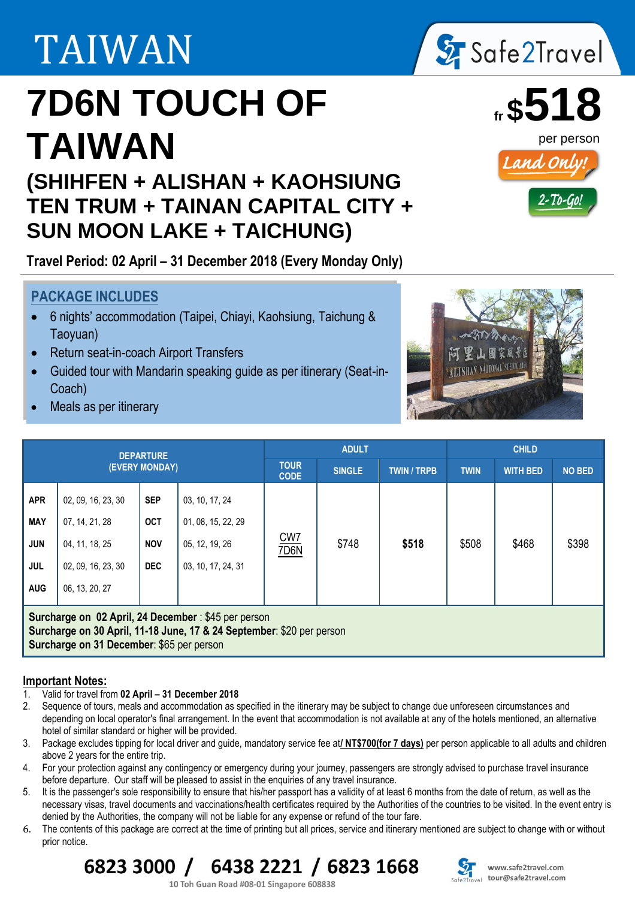# TAIWAN

Safe2Travel

# 7D6N TOUCH OF TAIWAN

## (SHIHFEN + ALISHAN + KAOHSIUNG TEN TRUM + TAINAN CAPITAL CITY + SUN MOON LAKE + TAICHUNG)

fr **$518** per person

Land Only!

2-To-Go!

**Travel Period: 02 April – 31 December 2018 (Every Monday Only)**

## PACKAGE INCLUDES

- 6 nights' accommodation (Taipei, Chiayi, Kaohsiung, Taichung & Taoyuan)
- Return seat-in-coach Airport Transfers
- Guided tour with Mandarin speaking guide as per itinerary (Seat-in-Coach)
- Meals as per itinerary

| DEPARTURE (EVERY MONDAY) | | | | ADULT | | | CHILD | | |
|---|---|---|---|---|---|---|---|---|---|
| | | | | TOUR CODE | SINGLE | TWIN / TRPB | TWIN | WITH BED | NO BED |
| APR | 02, 09, 16, 23, 30 | SEP | 03, 10, 17, 24 | CW7 7D6N | $748 | **$518** | $508 | $468 | $398 |
| MAY | 07, 14, 21, 28 | OCT | 01, 08, 15, 22, 29 | | | | | | |
| JUN | 04, 11, 18, 25 | NOV | 05, 12, 19, 26 | | | | | | |
| JUL | 02, 09, 16, 23, 30 | DEC | 03, 10, 17, 24, 31 | | | | | | |
| AUG | 06, 13, 20, 27 | | | | | | | | |

**Surcharge on 02 April, 24 December** : $45 per person
**Surcharge on 30 April, 11-18 June, 17 & 24 September**: $20 per person
**Surcharge on 31 December**: $65 per person

**Important Notes:**

1. Valid for travel from **02 April – 31 December 2018**
2. Sequence of tours, meals and accommodation as specified in the itinerary may be subject to change due unforeseen circumstances and depending on local operator's final arrangement. In the event that accommodation is not available at any of the hotels mentioned, an alternative hotel of similar standard or higher will be provided.
3. Package excludes tipping for local driver and guide, mandatory service fee at**/ NT$700(for 7 days)** per person applicable to all adults and children above 2 years for the entire trip.
4. For your protection against any contingency or emergency during your journey, passengers are strongly advised to purchase travel insurance before departure. Our staff will be pleased to assist in the enquiries of any travel insurance.
5. It is the passenger's sole responsibility to ensure that his/her passport has a validity of at least 6 months from the date of return, as well as the necessary visas, travel documents and vaccinations/health certificates required by the Authorities of the countries to be visited. In the event entry is denied by the Authorities, the company will not be liable for any expense or refund of the tour fare.
6. The contents of this package are correct at the time of printing but all prices, service and itinerary mentioned are subject to change with or without prior notice.

**6823 3000 / 6438 2221 / 6823 1668**

10 Toh Guan Road #08-01 Singapore 608838

www.safe2travel.com
tour@safe2travel.com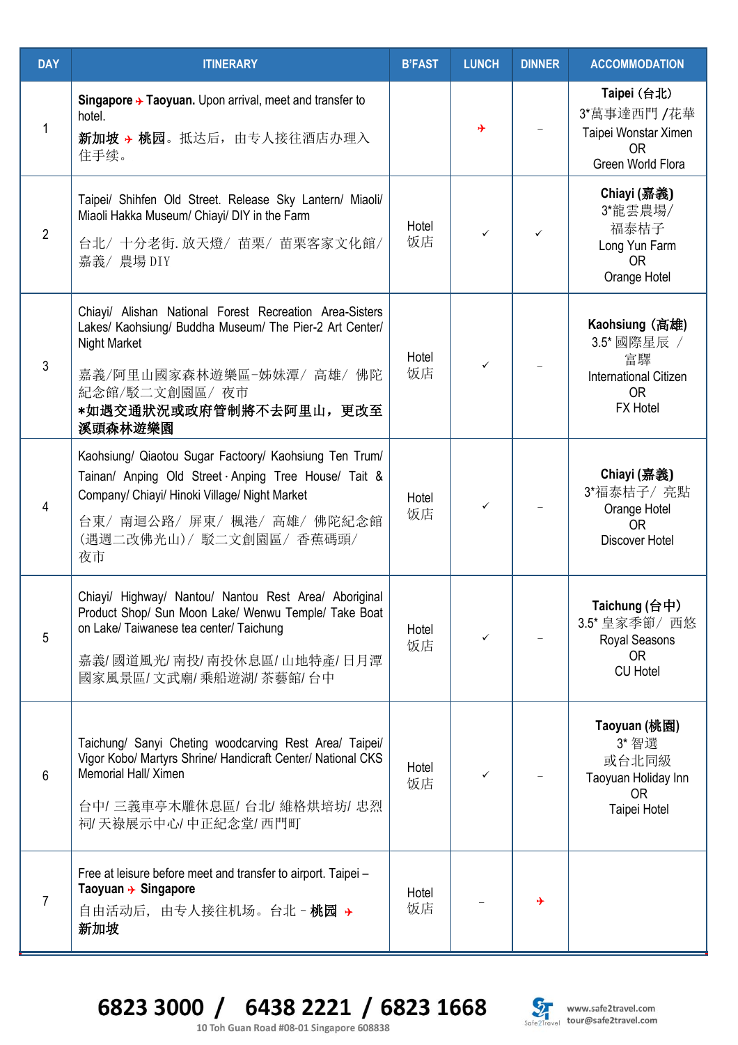| DAY | ITINERARY | B'FAST | LUNCH | DINNER | ACCOMMODATION |
|---|---|---|---|---|---|
| 1 | **Singapore ✈ Taoyuan.** Upon arrival, meet and transfer to hotel.<br>**新加坡 ✈ 桃园**。抵达后，由专人接往酒店办理入住手续。 | | ✈ | – | **Taipei (台北)**<br>3*萬事達西門 /花華<br>Taipei Wonstar Ximen<br>OR<br>Green World Flora |
| 2 | Taipei/ Shihfen Old Street. Release Sky Lantern/ Miaoli/ Miaoli Hakka Museum/ Chiayi/ DIY in the Farm<br>台北/ 十分老街. 放天燈/ 苗栗/ 苗栗客家文化館/ 嘉義/ 農場 DIY | Hotel<br>饭店 | ✓ | ✓ | **Chiayi (嘉義)**<br>3*龍雲農場/<br>福泰桔子<br>Long Yun Farm<br>OR<br>Orange Hotel |
| 3 | Chiayi/ Alishan National Forest Recreation Area-Sisters Lakes/ Kaohsiung/ Buddha Museum/ The Pier-2 Art Center/ Night Market<br>嘉義/阿里山國家森林遊樂區-姊妹潭/ 高雄/ 佛陀紀念館/駁二文創園區/ 夜市<br>**\*如遇交通狀況或政府管制將不去阿里山，更改至溪頭森林遊樂園** | Hotel<br>饭店 | ✓ | – | **Kaohsiung (高雄)**<br>3.5* 國際星辰 /<br>富驛<br>International Citizen<br>OR<br>FX Hotel |
| 4 | Kaohsiung/ Qiaotou Sugar Factoory/ Kaohsiung Ten Trum/ Tainan/ Anping Old Street · Anping Tree House/ Tait & Company/ Chiayi/ Hinoki Village/ Night Market<br>台東/ 南迴公路/ 屏東/ 楓港/ 高雄/ 佛陀紀念館(遇週二改佛光山)/ 駁二文創園區/ 香蕉碼頭/ 夜市 | Hotel<br>饭店 | ✓ | – | **Chiayi (嘉義)**<br>3*福泰桔子/ 亮點<br>Orange Hotel<br>OR<br>Discover Hotel |
| 5 | Chiayi/ Highway/ Nantou/ Nantou Rest Area/ Aboriginal Product Shop/ Sun Moon Lake/ Wenwu Temple/ Take Boat on Lake/ Taiwanese tea center/ Taichung<br>嘉義/ 國道風光/ 南投/ 南投休息區/ 山地特產/ 日月潭國家風景區/ 文武廟/ 乘船遊湖/ 茶藝館/ 台中 | Hotel<br>饭店 | ✓ | – | **Taichung (台中)**<br>3.5* 皇家季節/ 西悠<br>Royal Seasons<br>OR<br>CU Hotel |
| 6 | Taichung/ Sanyi Cheting woodcarving Rest Area/ Taipei/ Vigor Kobo/ Martyrs Shrine/ Handicraft Center/ National CKS Memorial Hall/ Ximen<br>台中/ 三義車亭木雕休息區/ 台北/ 維格烘培坊/ 忠烈祠/ 天祿展示中心/ 中正紀念堂/ 西門町 | Hotel<br>饭店 | ✓ | – | **Taoyuan (桃園)**<br>3* 智選<br>或台北同級<br>Taoyuan Holiday Inn<br>OR<br>Taipei Hotel |
| 7 | Free at leisure before meet and transfer to airport. Taipei – **Taoyuan ✈ Singapore**<br>自由活动后，由专人接往机场。台北 – **桃园 ✈ 新加坡** | Hotel<br>饭店 | – | ✈ | |

**6823 3000 / 6438 2221 / 6823 1668**

10 Toh Guan Road #08-01 Singapore 608838

www.safe2travel.com
tour@safe2travel.com